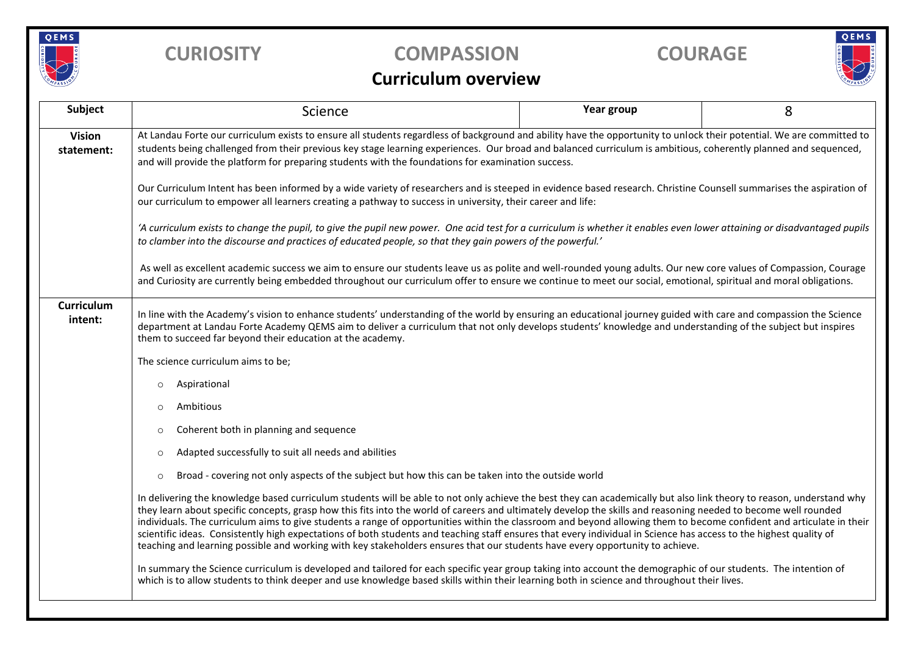**CURIOSITY** **COMPASSION** **COURAGE**

# Curriculum overview

| **Subject** | Science | **Year group** | 8 |
|---|---|---|---|
| **Vision statement:** | At Landau Forte our curriculum exists to ensure all students regardless of background and ability have the opportunity to unlock their potential. We are committed to students being challenged from their previous key stage learning experiences. Our broad and balanced curriculum is ambitious, coherently planned and sequenced, and will provide the platform for preparing students with the foundations for examination success.<br><br>Our Curriculum Intent has been informed by a wide variety of researchers and is steeped in evidence based research. Christine Counsell summarises the aspiration of our curriculum to empower all learners creating a pathway to success in university, their career and life:<br><br>*'A curriculum exists to change the pupil, to give the pupil new power. One acid test for a curriculum is whether it enables even lower attaining or disadvantaged pupils to clamber into the discourse and practices of educated people, so that they gain powers of the powerful.'*<br><br>As well as excellent academic success we aim to ensure our students leave us as polite and well-rounded young adults. Our new core values of Compassion, Courage and Curiosity are currently being embedded throughout our curriculum offer to ensure we continue to meet our social, emotional, spiritual and moral obligations. | | |
| **Curriculum intent:** | In line with the Academy's vision to enhance students' understanding of the world by ensuring an educational journey guided with care and compassion the Science department at Landau Forte Academy QEMS aim to deliver a curriculum that not only develops students' knowledge and understanding of the subject but inspires them to succeed far beyond their education at the academy.<br><br>The science curriculum aims to be;<br><br>○ Aspirational<br>○ Ambitious<br>○ Coherent both in planning and sequence<br>○ Adapted successfully to suit all needs and abilities<br>○ Broad - covering not only aspects of the subject but how this can be taken into the outside world<br><br>In delivering the knowledge based curriculum students will be able to not only achieve the best they can academically but also link theory to reason, understand why they learn about specific concepts, grasp how this fits into the world of careers and ultimately develop the skills and reasoning needed to become well rounded individuals. The curriculum aims to give students a range of opportunities within the classroom and beyond allowing them to become confident and articulate in their scientific ideas. Consistently high expectations of both students and teaching staff ensures that every individual in Science has access to the highest quality of teaching and learning possible and working with key stakeholders ensures that our students have every opportunity to achieve.<br><br>In summary the Science curriculum is developed and tailored for each specific year group taking into account the demographic of our students. The intention of which is to allow students to think deeper and use knowledge based skills within their learning both in science and throughout their lives. | | |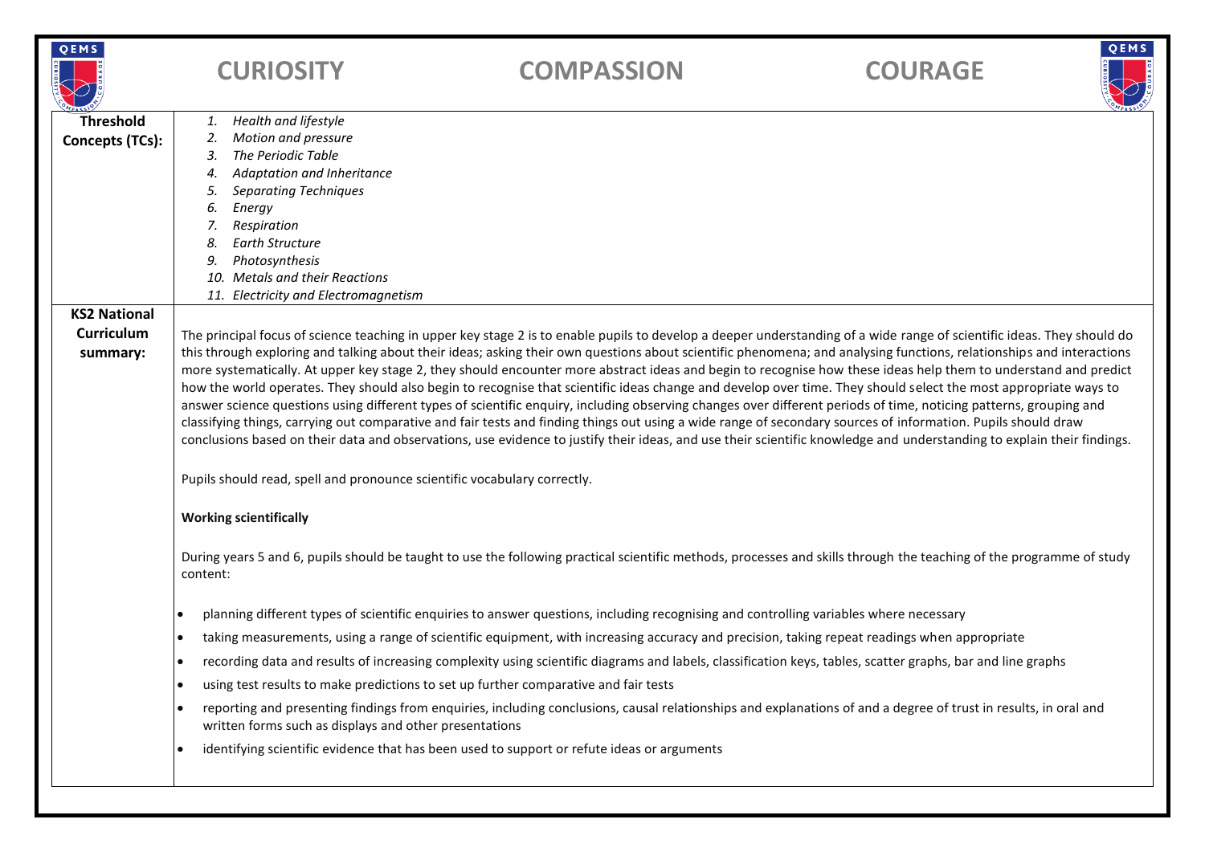# CURIOSITY COMPASSION COURAGE

| | |
|---|---|
| **Threshold Concepts (TCs):** | 1. *Health and lifestyle*<br>2. *Motion and pressure*<br>3. *The Periodic Table*<br>4. *Adaptation and Inheritance*<br>5. *Separating Techniques*<br>6. *Energy*<br>7. *Respiration*<br>8. *Earth Structure*<br>9. *Photosynthesis*<br>10. *Metals and their Reactions*<br>11. *Electricity and Electromagnetism* |
| **KS2 National Curriculum summary:** | The principal focus of science teaching in upper key stage 2 is to enable pupils to develop a deeper understanding of a wide range of scientific ideas. They should do this through exploring and talking about their ideas; asking their own questions about scientific phenomena; and analysing functions, relationships and interactions more systematically. At upper key stage 2, they should encounter more abstract ideas and begin to recognise how these ideas help them to understand and predict how the world operates. They should also begin to recognise that scientific ideas change and develop over time. They should select the most appropriate ways to answer science questions using different types of scientific enquiry, including observing changes over different periods of time, noticing patterns, grouping and classifying things, carrying out comparative and fair tests and finding things out using a wide range of secondary sources of information. Pupils should draw conclusions based on their data and observations, use evidence to justify their ideas, and use their scientific knowledge and understanding to explain their findings.<br><br>Pupils should read, spell and pronounce scientific vocabulary correctly.<br><br>**Working scientifically**<br><br>During years 5 and 6, pupils should be taught to use the following practical scientific methods, processes and skills through the teaching of the programme of study content:<br><br>• planning different types of scientific enquiries to answer questions, including recognising and controlling variables where necessary<br>• taking measurements, using a range of scientific equipment, with increasing accuracy and precision, taking repeat readings when appropriate<br>• recording data and results of increasing complexity using scientific diagrams and labels, classification keys, tables, scatter graphs, bar and line graphs<br>• using test results to make predictions to set up further comparative and fair tests<br>• reporting and presenting findings from enquiries, including conclusions, causal relationships and explanations of and a degree of trust in results, in oral and written forms such as displays and other presentations<br>• identifying scientific evidence that has been used to support or refute ideas or arguments |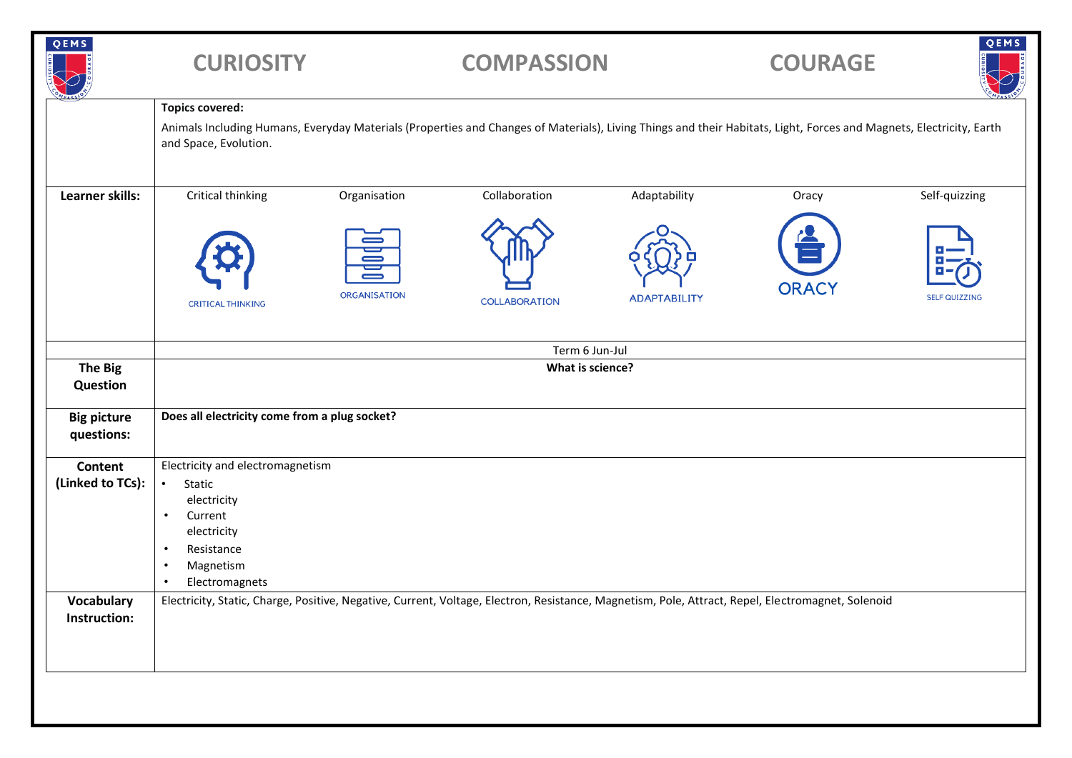**CURIOSITY** **COMPASSION** **COURAGE**

| | |
|---|---|
| | **Topics covered:**<br><br>Animals Including Humans, Everyday Materials (Properties and Changes of Materials), Living Things and their Habitats, Light, Forces and Magnets, Electricity, Earth and Space, Evolution. |
| **Learner skills:** | Critical thinking, Organisation, Collaboration, Adaptability, Oracy, Self-quizzing |
| | Term 6 Jun-Jul |
| **The Big Question** | **What is science?** |
| **Big picture questions:** | **Does all electricity come from a plug socket?** |
| **Content (Linked to TCs):** | Electricity and electromagnetism<br>• Static electricity<br>• Current electricity<br>• Resistance<br>• Magnetism<br>• Electromagnets |
| **Vocabulary Instruction:** | Electricity, Static, Charge, Positive, Negative, Current, Voltage, Electron, Resistance, Magnetism, Pole, Attract, Repel, Electromagnet, Solenoid |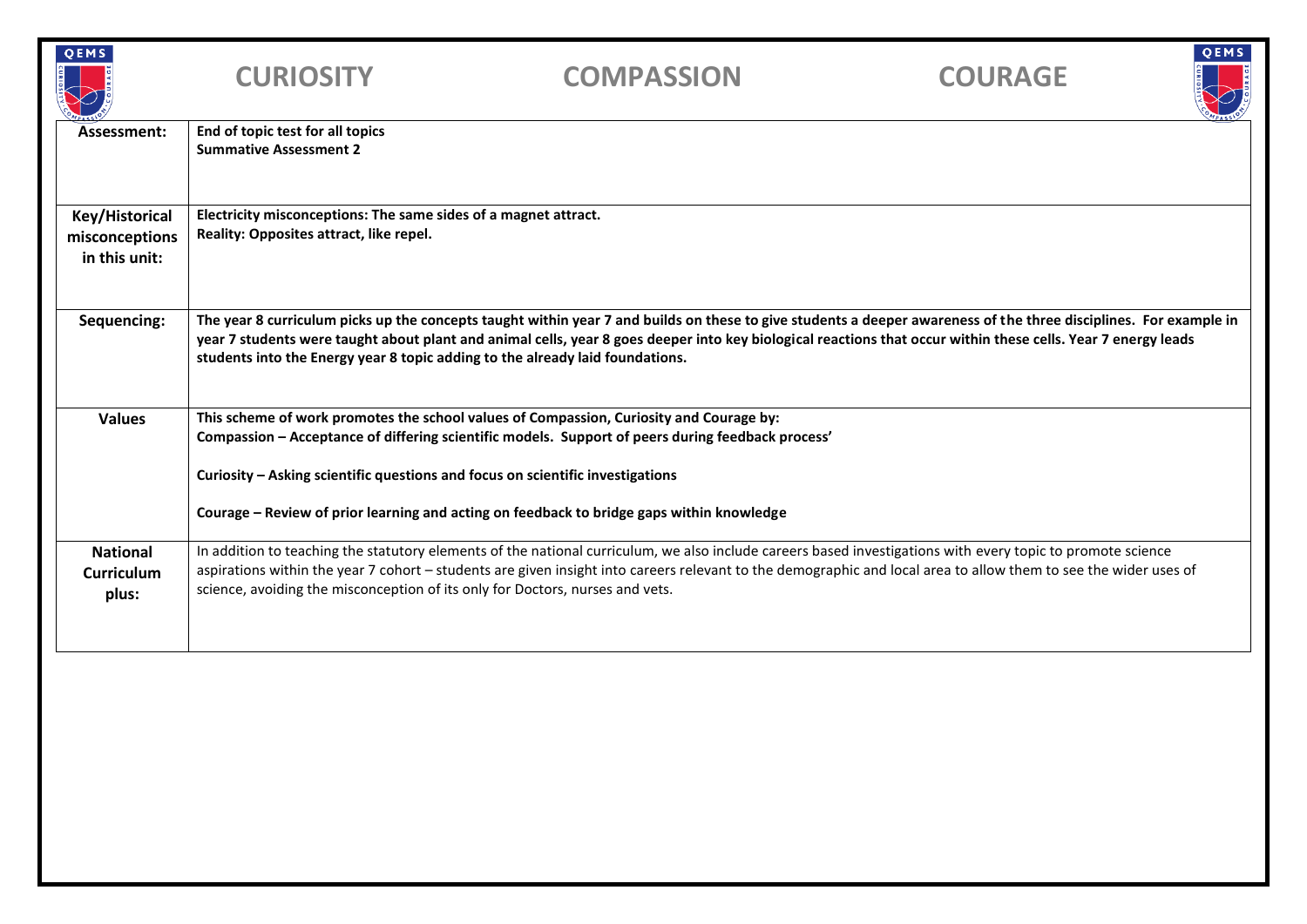**CURIOSITY** **COMPASSION** **COURAGE**

| | |
|---|---|
| **Assessment:** | **End of topic test for all topics**<br>**Summative Assessment 2** |
| **Key/Historical misconceptions in this unit:** | **Electricity misconceptions: The same sides of a magnet attract.**<br>**Reality: Opposites attract, like repel.** |
| **Sequencing:** | **The year 8 curriculum picks up the concepts taught within year 7 and builds on these to give students a deeper awareness of the three disciplines. For example in year 7 students were taught about plant and animal cells, year 8 goes deeper into key biological reactions that occur within these cells. Year 7 energy leads students into the Energy year 8 topic adding to the already laid foundations.** |
| **Values** | **This scheme of work promotes the school values of Compassion, Curiosity and Courage by:**<br>**Compassion – Acceptance of differing scientific models. Support of peers during feedback process'**<br><br>**Curiosity – Asking scientific questions and focus on scientific investigations**<br><br>**Courage – Review of prior learning and acting on feedback to bridge gaps within knowledge** |
| **National Curriculum plus:** | In addition to teaching the statutory elements of the national curriculum, we also include careers based investigations with every topic to promote science aspirations within the year 7 cohort – students are given insight into careers relevant to the demographic and local area to allow them to see the wider uses of science, avoiding the misconception of its only for Doctors, nurses and vets. |